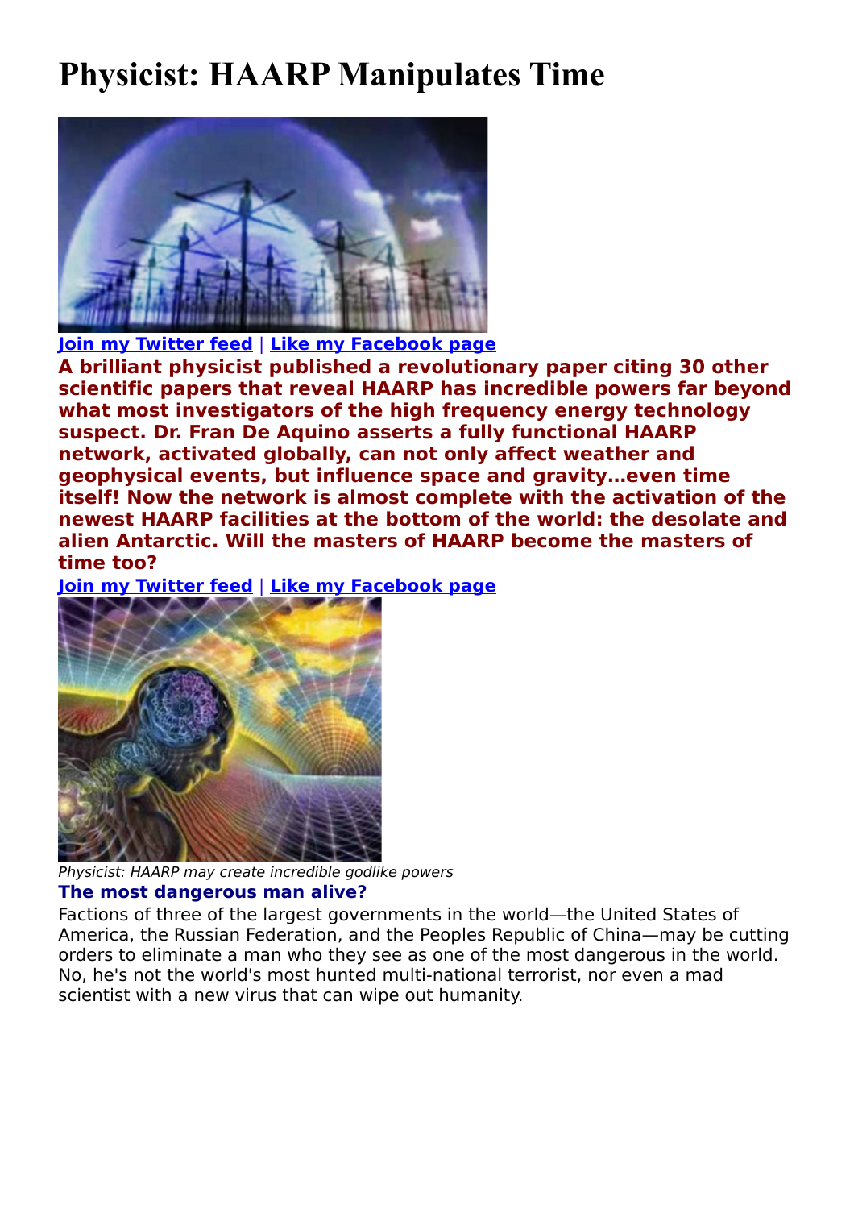# Physicist: HAARP Manipulates Time

**Join my Twitter feed** | **Like my Facebook page**

**A brilliant physicist published a revolutionary paper citing 30 other scientific papers that reveal HAARP has incredible powers far beyond what most investigators of the high frequency energy technology suspect. Dr. Fran De Aquino asserts a fully functional HAARP network, activated globally, can not only affect weather and geophysical events, but influence space and gravity…even time itself! Now the network is almost complete with the activation of the newest HAARP facilities at the bottom of the world: the desolate and alien Antarctic. Will the masters of HAARP become the masters of time too?**

**Join my Twitter feed** | **Like my Facebook page**

*Physicist: HAARP may create incredible godlike powers*

### The most dangerous man alive?

Factions of three of the largest governments in the world—the United States of America, the Russian Federation, and the Peoples Republic of China—may be cutting orders to eliminate a man who they see as one of the most dangerous in the world. No, he's not the world's most hunted multi-national terrorist, nor even a mad scientist with a new virus that can wipe out humanity.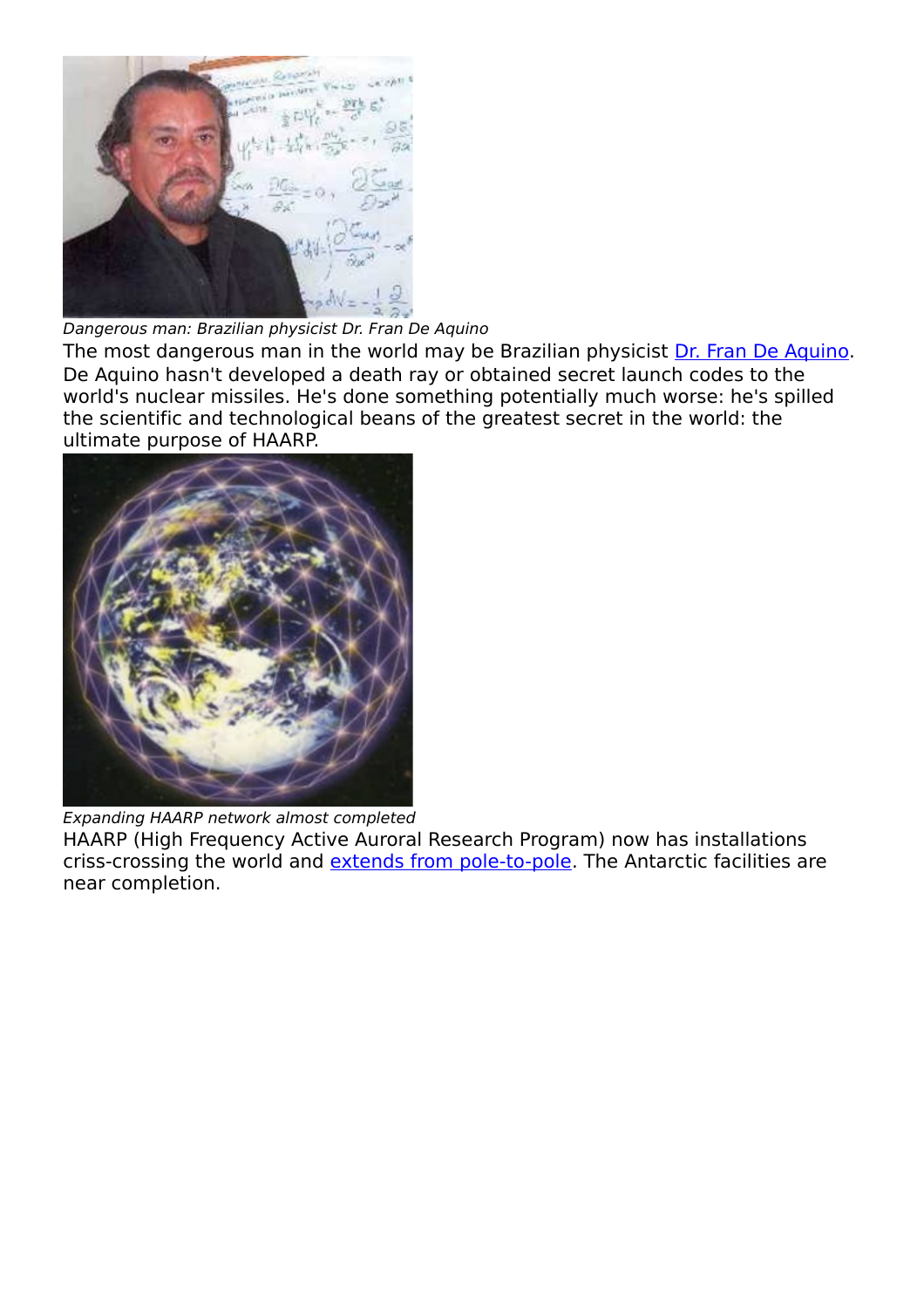*Dangerous man: Brazilian physicist Dr. Fran De Aquino*

The most dangerous man in the world may be Brazilian physicist Dr. Fran De Aquino. De Aquino hasn't developed a death ray or obtained secret launch codes to the world's nuclear missiles. He's done something potentially much worse: he's spilled the scientific and technological beans of the greatest secret in the world: the ultimate purpose of HAARP.

*Expanding HAARP network almost completed*

HAARP (High Frequency Active Auroral Research Program) now has installations criss-crossing the world and extends from pole-to-pole. The Antarctic facilities are near completion.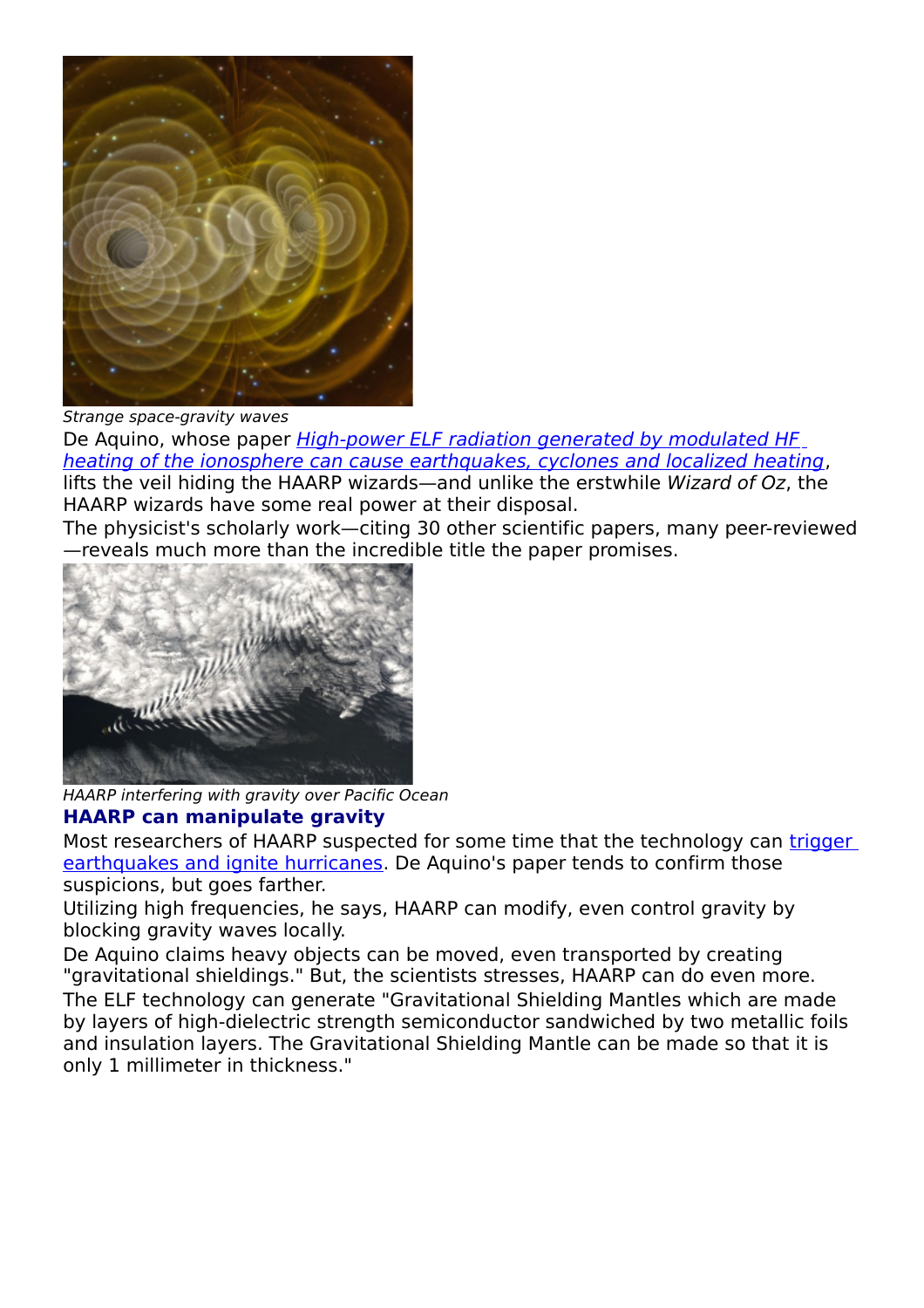*Strange space-gravity waves*

De Aquino, whose paper *High-power ELF radiation generated by modulated HF heating of the ionosphere can cause earthquakes, cyclones and localized heating*, lifts the veil hiding the HAARP wizards—and unlike the erstwhile *Wizard of Oz*, the HAARP wizards have some real power at their disposal.

The physicist's scholarly work—citing 30 other scientific papers, many peer-reviewed—reveals much more than the incredible title the paper promises.

*HAARP interfering with gravity over Pacific Ocean*

### HAARP can manipulate gravity

Most researchers of HAARP suspected for some time that the technology can trigger earthquakes and ignite hurricanes. De Aquino's paper tends to confirm those suspicions, but goes farther.

Utilizing high frequencies, he says, HAARP can modify, even control gravity by blocking gravity waves locally.

De Aquino claims heavy objects can be moved, even transported by creating "gravitational shieldings." But, the scientists stresses, HAARP can do even more.

The ELF technology can generate "Gravitational Shielding Mantles which are made by layers of high-dielectric strength semiconductor sandwiched by two metallic foils and insulation layers. The Gravitational Shielding Mantle can be made so that it is only 1 millimeter in thickness."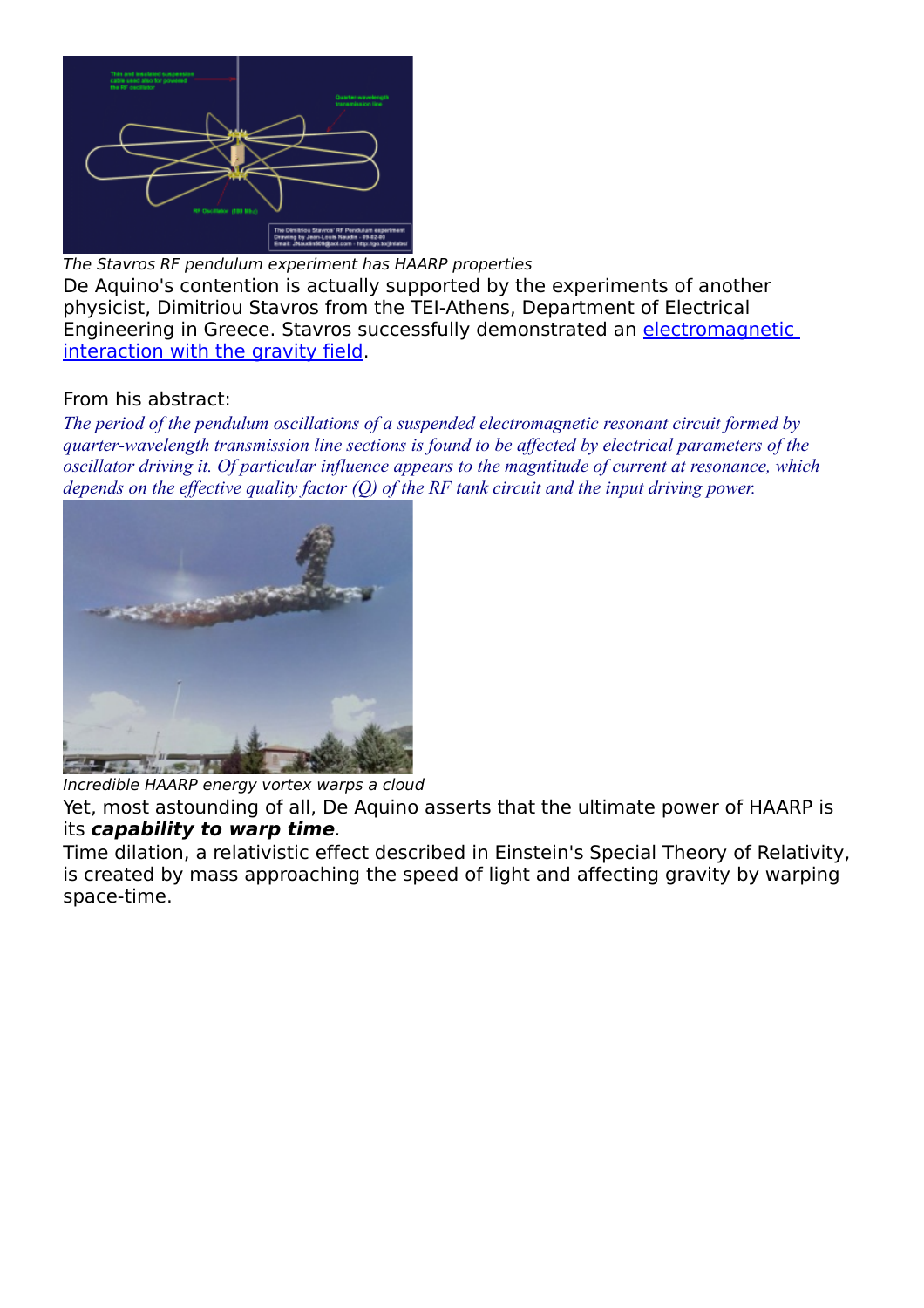*The Stavros RF pendulum experiment has HAARP properties*

De Aquino's contention is actually supported by the experiments of another physicist, Dimitriou Stavros from the TEI-Athens, Department of Electrical Engineering in Greece. Stavros successfully demonstrated an electromagnetic interaction with the gravity field.

From his abstract:

*The period of the pendulum oscillations of a suspended electromagnetic resonant circuit formed by quarter-wavelength transmission line sections is found to be affected by electrical parameters of the oscillator driving it. Of particular influence appears to the magntitude of current at resonance, which depends on the effective quality factor (Q) of the RF tank circuit and the input driving power.*

*Incredible HAARP energy vortex warps a cloud*

Yet, most astounding of all, De Aquino asserts that the ultimate power of HAARP is its ***capability to warp time***.

Time dilation, a relativistic effect described in Einstein's Special Theory of Relativity, is created by mass approaching the speed of light and affecting gravity by warping space-time.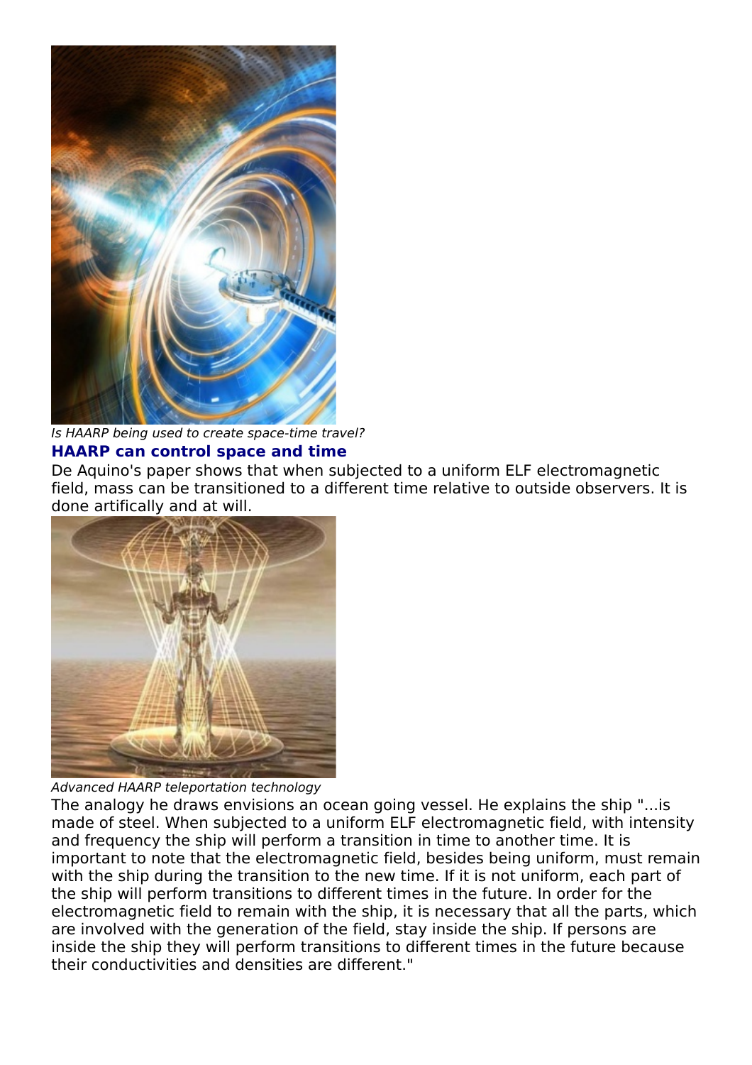*Is HAARP being used to create space-time travel?*

### HAARP can control space and time

De Aquino's paper shows that when subjected to a uniform ELF electromagnetic field, mass can be transitioned to a different time relative to outside observers. It is done artifically and at will.

*Advanced HAARP teleportation technology*

The analogy he draws envisions an ocean going vessel. He explains the ship "...is made of steel. When subjected to a uniform ELF electromagnetic field, with intensity and frequency the ship will perform a transition in time to another time. It is important to note that the electromagnetic field, besides being uniform, must remain with the ship during the transition to the new time. If it is not uniform, each part of the ship will perform transitions to different times in the future. In order for the electromagnetic field to remain with the ship, it is necessary that all the parts, which are involved with the generation of the field, stay inside the ship. If persons are inside the ship they will perform transitions to different times in the future because their conductivities and densities are different."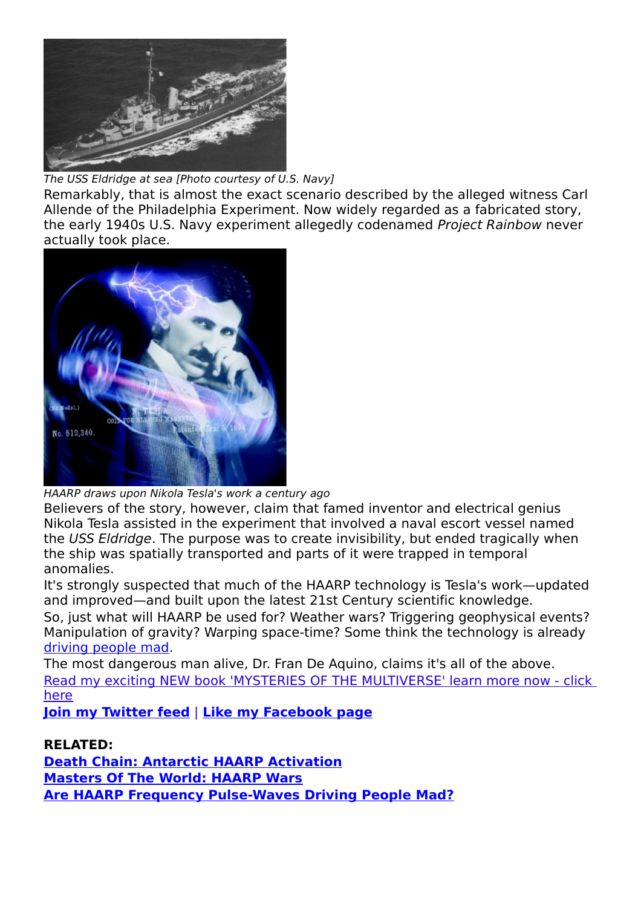*The USS Eldridge at sea [Photo courtesy of U.S. Navy]*

Remarkably, that is almost the exact scenario described by the alleged witness Carl Allende of the Philadelphia Experiment. Now widely regarded as a fabricated story, the early 1940s U.S. Navy experiment allegedly codenamed *Project Rainbow* never actually took place.

*HAARP draws upon Nikola Tesla's work a century ago*

Believers of the story, however, claim that famed inventor and electrical genius Nikola Tesla assisted in the experiment that involved a naval escort vessel named the *USS Eldridge*. The purpose was to create invisibility, but ended tragically when the ship was spatially transported and parts of it were trapped in temporal anomalies.

It's strongly suspected that much of the HAARP technology is Tesla's work—updated and improved—and built upon the latest 21st Century scientific knowledge.

So, just what will HAARP be used for? Weather wars? Triggering geophysical events? Manipulation of gravity? Warping space-time? Some think the technology is already driving people mad.

The most dangerous man alive, Dr. Fran De Aquino, claims it's all of the above.

Read my exciting NEW book 'MYSTERIES OF THE MULTIVERSE' learn more now - click here

**Join my Twitter feed** | **Like my Facebook page**

**RELATED:**

**Death Chain: Antarctic HAARP Activation**

**Masters Of The World: HAARP Wars**

**Are HAARP Frequency Pulse-Waves Driving People Mad?**